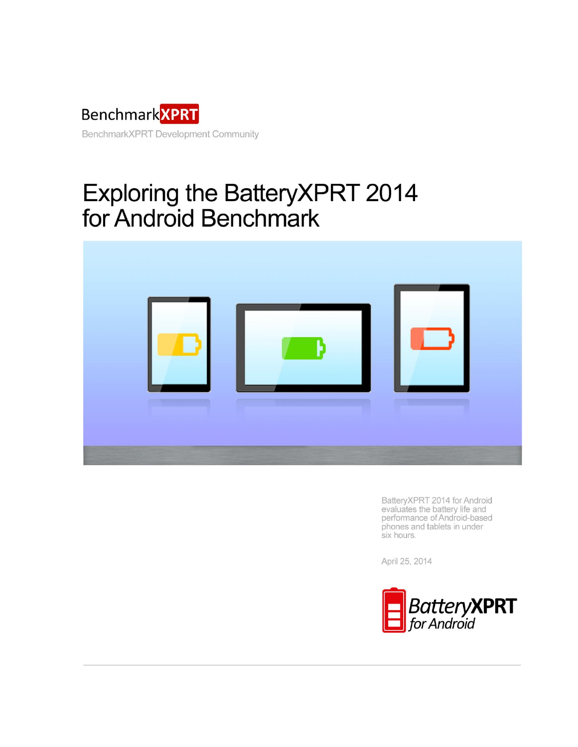BenchmarkXPRT

BenchmarkXPRT Development Community

# Exploring the BatteryXPRT 2014 for Android Benchmark

BatteryXPRT 2014 for Android evaluates the battery life and performance of Android-based phones and tablets in under six hours.

April 25, 2014

BatteryXPRT for Android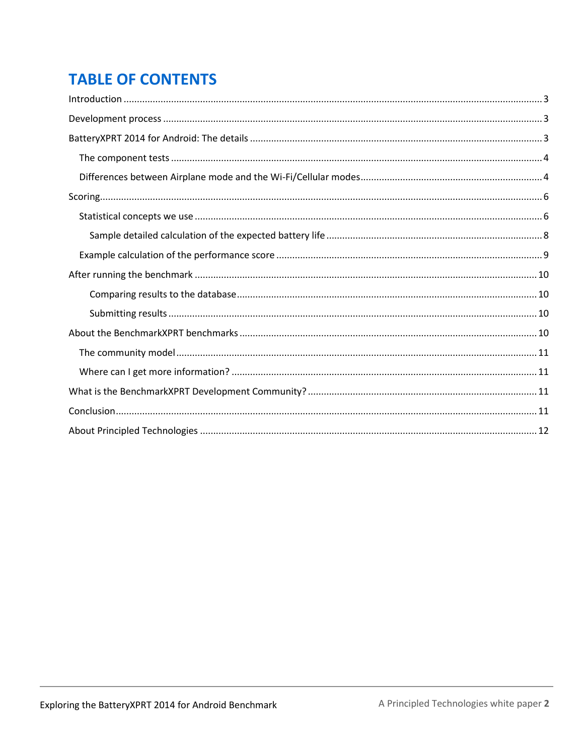# TABLE OF CONTENTS

Introduction ........................................................................................................................................... 3

Development process ............................................................................................................................. 3

BatteryXPRT 2014 for Android: The details ............................................................................................ 3

- The component tests ........................................................................................................................... 4
- Differences between Airplane mode and the Wi-Fi/Cellular modes.................................................... 4

Scoring..................................................................................................................................................... 6

- Statistical concepts we use .................................................................................................................. 6
  - Sample detailed calculation of the expected battery life ................................................................ 8
- Example calculation of the performance score .................................................................................... 9

After running the benchmark ............................................................................................................... 10

- Comparing results to the database ................................................................................................ 10
- Submitting results .......................................................................................................................... 10

About the BenchmarkXPRT benchmarks ............................................................................................... 10

- The community model ....................................................................................................................... 11
- Where can I get more information? .................................................................................................. 11

What is the BenchmarkXPRT Development Community? ..................................................................... 11

Conclusion ............................................................................................................................................. 11

About Principled Technologies .............................................................................................................. 12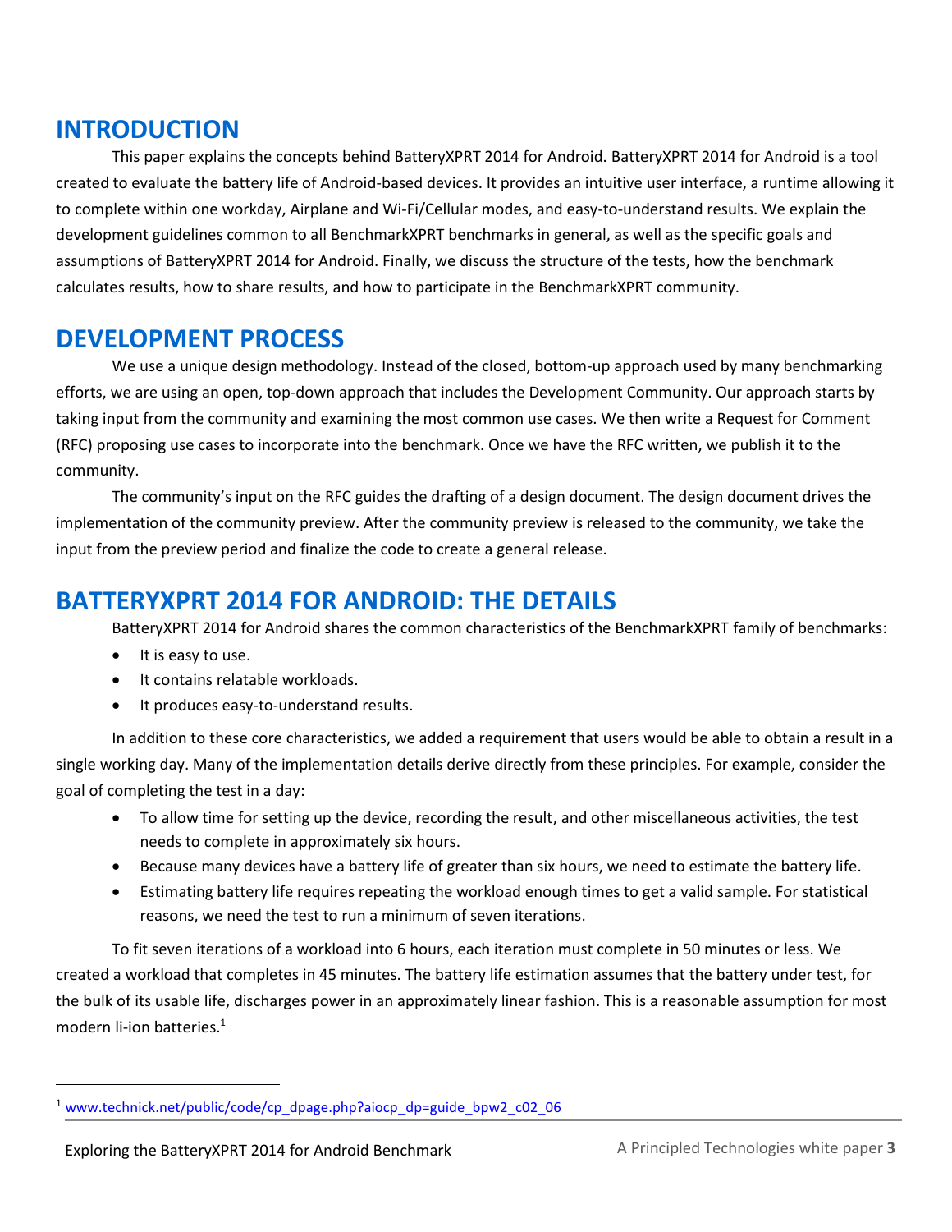## INTRODUCTION

This paper explains the concepts behind BatteryXPRT 2014 for Android. BatteryXPRT 2014 for Android is a tool created to evaluate the battery life of Android-based devices. It provides an intuitive user interface, a runtime allowing it to complete within one workday, Airplane and Wi-Fi/Cellular modes, and easy-to-understand results. We explain the development guidelines common to all BenchmarkXPRT benchmarks in general, as well as the specific goals and assumptions of BatteryXPRT 2014 for Android. Finally, we discuss the structure of the tests, how the benchmark calculates results, how to share results, and how to participate in the BenchmarkXPRT community.

## DEVELOPMENT PROCESS

We use a unique design methodology. Instead of the closed, bottom-up approach used by many benchmarking efforts, we are using an open, top-down approach that includes the Development Community. Our approach starts by taking input from the community and examining the most common use cases. We then write a Request for Comment (RFC) proposing use cases to incorporate into the benchmark. Once we have the RFC written, we publish it to the community.

The community's input on the RFC guides the drafting of a design document. The design document drives the implementation of the community preview. After the community preview is released to the community, we take the input from the preview period and finalize the code to create a general release.

## BATTERYXPRT 2014 FOR ANDROID: THE DETAILS

BatteryXPRT 2014 for Android shares the common characteristics of the BenchmarkXPRT family of benchmarks:

- It is easy to use.
- It contains relatable workloads.
- It produces easy-to-understand results.

In addition to these core characteristics, we added a requirement that users would be able to obtain a result in a single working day. Many of the implementation details derive directly from these principles. For example, consider the goal of completing the test in a day:

- To allow time for setting up the device, recording the result, and other miscellaneous activities, the test needs to complete in approximately six hours.
- Because many devices have a battery life of greater than six hours, we need to estimate the battery life.
- Estimating battery life requires repeating the workload enough times to get a valid sample. For statistical reasons, we need the test to run a minimum of seven iterations.

To fit seven iterations of a workload into 6 hours, each iteration must complete in 50 minutes or less. We created a workload that completes in 45 minutes. The battery life estimation assumes that the battery under test, for the bulk of its usable life, discharges power in an approximately linear fashion. This is a reasonable assumption for most modern li-ion batteries.[1]

---

[1] www.technick.net/public/code/cp_dpage.php?aiocp_dp=guide_bpw2_c02_06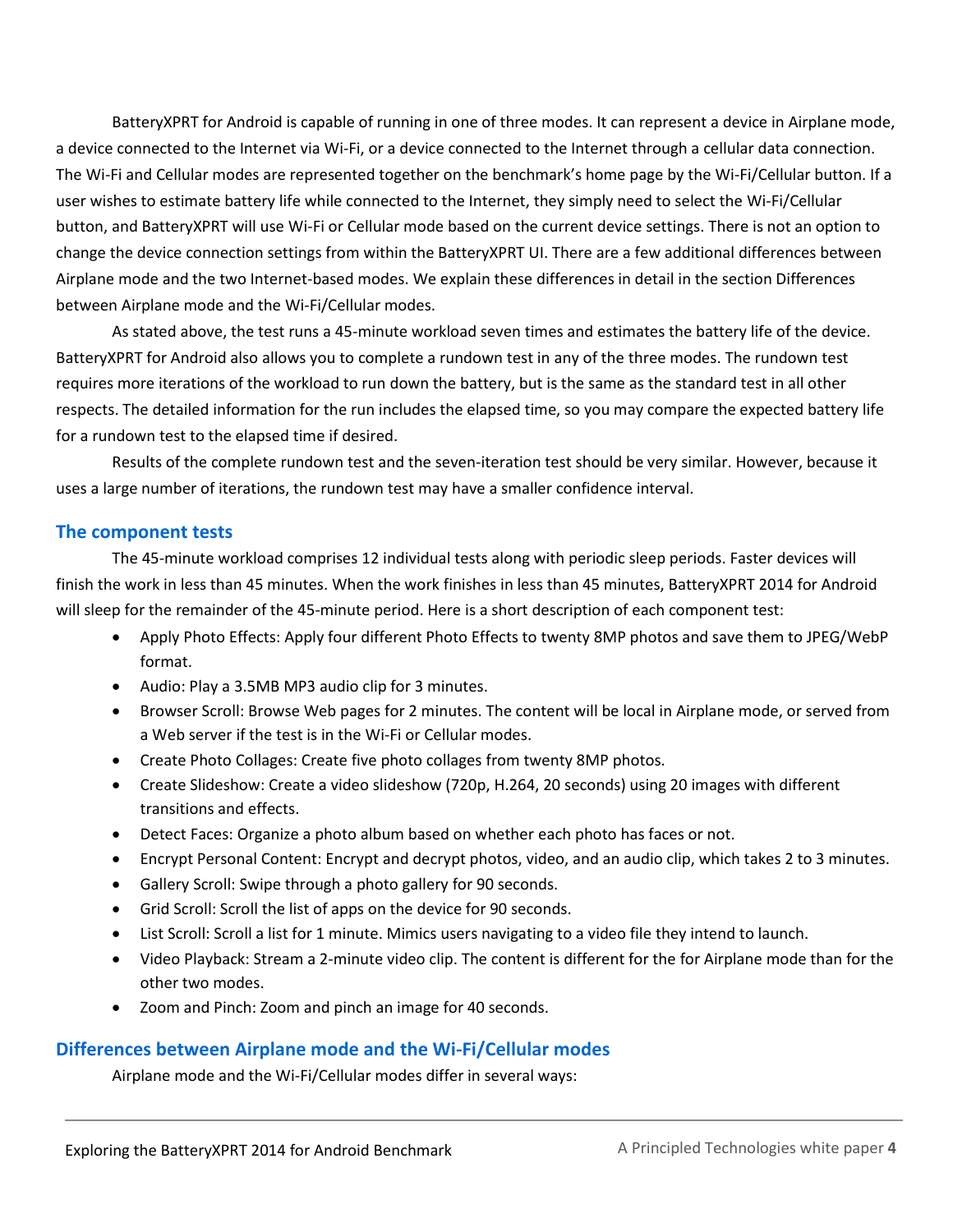BatteryXPRT for Android is capable of running in one of three modes. It can represent a device in Airplane mode, a device connected to the Internet via Wi-Fi, or a device connected to the Internet through a cellular data connection. The Wi-Fi and Cellular modes are represented together on the benchmark's home page by the Wi-Fi/Cellular button. If a user wishes to estimate battery life while connected to the Internet, they simply need to select the Wi-Fi/Cellular button, and BatteryXPRT will use Wi-Fi or Cellular mode based on the current device settings. There is not an option to change the device connection settings from within the BatteryXPRT UI. There are a few additional differences between Airplane mode and the two Internet-based modes. We explain these differences in detail in the section Differences between Airplane mode and the Wi-Fi/Cellular modes.

As stated above, the test runs a 45-minute workload seven times and estimates the battery life of the device. BatteryXPRT for Android also allows you to complete a rundown test in any of the three modes. The rundown test requires more iterations of the workload to run down the battery, but is the same as the standard test in all other respects. The detailed information for the run includes the elapsed time, so you may compare the expected battery life for a rundown test to the elapsed time if desired.

Results of the complete rundown test and the seven-iteration test should be very similar. However, because it uses a large number of iterations, the rundown test may have a smaller confidence interval.

## The component tests

The 45-minute workload comprises 12 individual tests along with periodic sleep periods. Faster devices will finish the work in less than 45 minutes. When the work finishes in less than 45 minutes, BatteryXPRT 2014 for Android will sleep for the remainder of the 45-minute period. Here is a short description of each component test:

- Apply Photo Effects: Apply four different Photo Effects to twenty 8MP photos and save them to JPEG/WebP format.
- Audio: Play a 3.5MB MP3 audio clip for 3 minutes.
- Browser Scroll: Browse Web pages for 2 minutes. The content will be local in Airplane mode, or served from a Web server if the test is in the Wi-Fi or Cellular modes.
- Create Photo Collages: Create five photo collages from twenty 8MP photos.
- Create Slideshow: Create a video slideshow (720p, H.264, 20 seconds) using 20 images with different transitions and effects.
- Detect Faces: Organize a photo album based on whether each photo has faces or not.
- Encrypt Personal Content: Encrypt and decrypt photos, video, and an audio clip, which takes 2 to 3 minutes.
- Gallery Scroll: Swipe through a photo gallery for 90 seconds.
- Grid Scroll: Scroll the list of apps on the device for 90 seconds.
- List Scroll: Scroll a list for 1 minute. Mimics users navigating to a video file they intend to launch.
- Video Playback: Stream a 2-minute video clip. The content is different for the for Airplane mode than for the other two modes.
- Zoom and Pinch: Zoom and pinch an image for 40 seconds.

## Differences between Airplane mode and the Wi-Fi/Cellular modes

Airplane mode and the Wi-Fi/Cellular modes differ in several ways: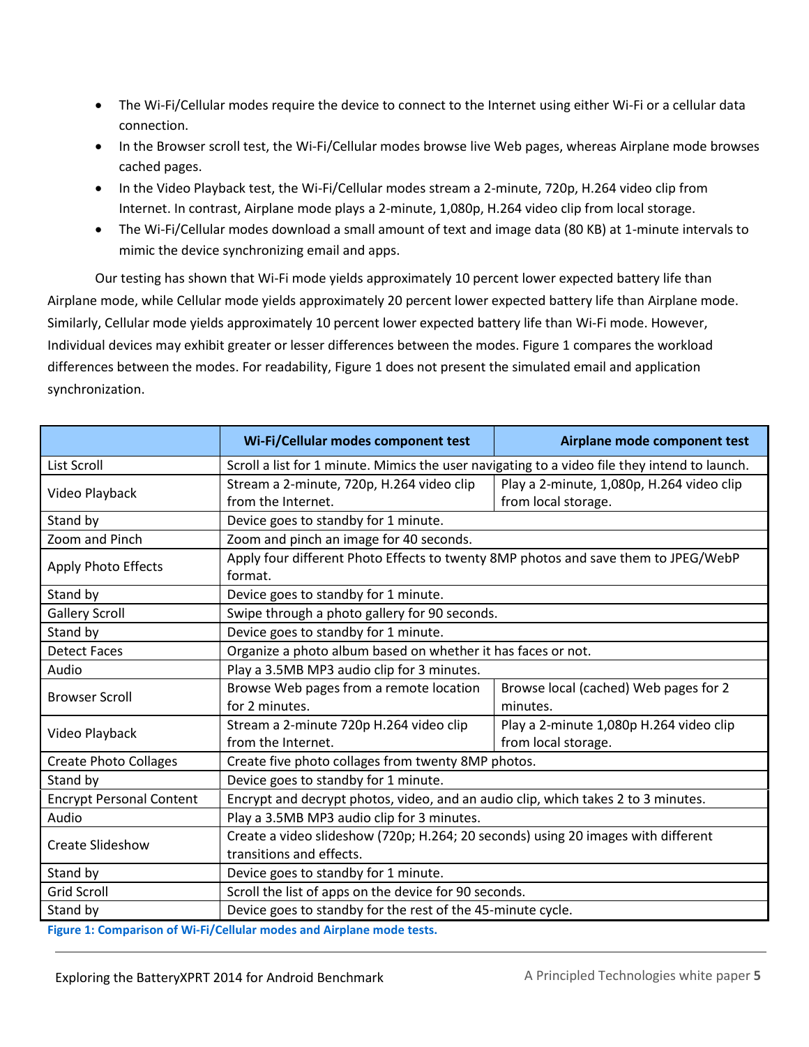- The Wi-Fi/Cellular modes require the device to connect to the Internet using either Wi-Fi or a cellular data connection.
- In the Browser scroll test, the Wi-Fi/Cellular modes browse live Web pages, whereas Airplane mode browses cached pages.
- In the Video Playback test, the Wi-Fi/Cellular modes stream a 2-minute, 720p, H.264 video clip from Internet. In contrast, Airplane mode plays a 2-minute, 1,080p, H.264 video clip from local storage.
- The Wi-Fi/Cellular modes download a small amount of text and image data (80 KB) at 1-minute intervals to mimic the device synchronizing email and apps.

Our testing has shown that Wi-Fi mode yields approximately 10 percent lower expected battery life than Airplane mode, while Cellular mode yields approximately 20 percent lower expected battery life than Airplane mode. Similarly, Cellular mode yields approximately 10 percent lower expected battery life than Wi-Fi mode. However, Individual devices may exhibit greater or lesser differences between the modes. Figure 1 compares the workload differences between the modes. For readability, Figure 1 does not present the simulated email and application synchronization.

| | Wi-Fi/Cellular modes component test | Airplane mode component test |
|---|---|---|
| List Scroll | Scroll a list for 1 minute. Mimics the user navigating to a video file they intend to launch. | |
| Video Playback | Stream a 2-minute, 720p, H.264 video clip from the Internet. | Play a 2-minute, 1,080p, H.264 video clip from local storage. |
| Stand by | Device goes to standby for 1 minute. | |
| Zoom and Pinch | Zoom and pinch an image for 40 seconds. | |
| Apply Photo Effects | Apply four different Photo Effects to twenty 8MP photos and save them to JPEG/WebP format. | |
| Stand by | Device goes to standby for 1 minute. | |
| Gallery Scroll | Swipe through a photo gallery for 90 seconds. | |
| Stand by | Device goes to standby for 1 minute. | |
| Detect Faces | Organize a photo album based on whether it has faces or not. | |
| Audio | Play a 3.5MB MP3 audio clip for 3 minutes. | |
| Browser Scroll | Browse Web pages from a remote location for 2 minutes. | Browse local (cached) Web pages for 2 minutes. |
| Video Playback | Stream a 2-minute 720p H.264 video clip from the Internet. | Play a 2-minute 1,080p H.264 video clip from local storage. |
| Create Photo Collages | Create five photo collages from twenty 8MP photos. | |
| Stand by | Device goes to standby for 1 minute. | |
| Encrypt Personal Content | Encrypt and decrypt photos, video, and an audio clip, which takes 2 to 3 minutes. | |
| Audio | Play a 3.5MB MP3 audio clip for 3 minutes. | |
| Create Slideshow | Create a video slideshow (720p; H.264; 20 seconds) using 20 images with different transitions and effects. | |
| Stand by | Device goes to standby for 1 minute. | |
| Grid Scroll | Scroll the list of apps on the device for 90 seconds. | |
| Stand by | Device goes to standby for the rest of the 45-minute cycle. | |

**Figure 1: Comparison of Wi-Fi/Cellular modes and Airplane mode tests.**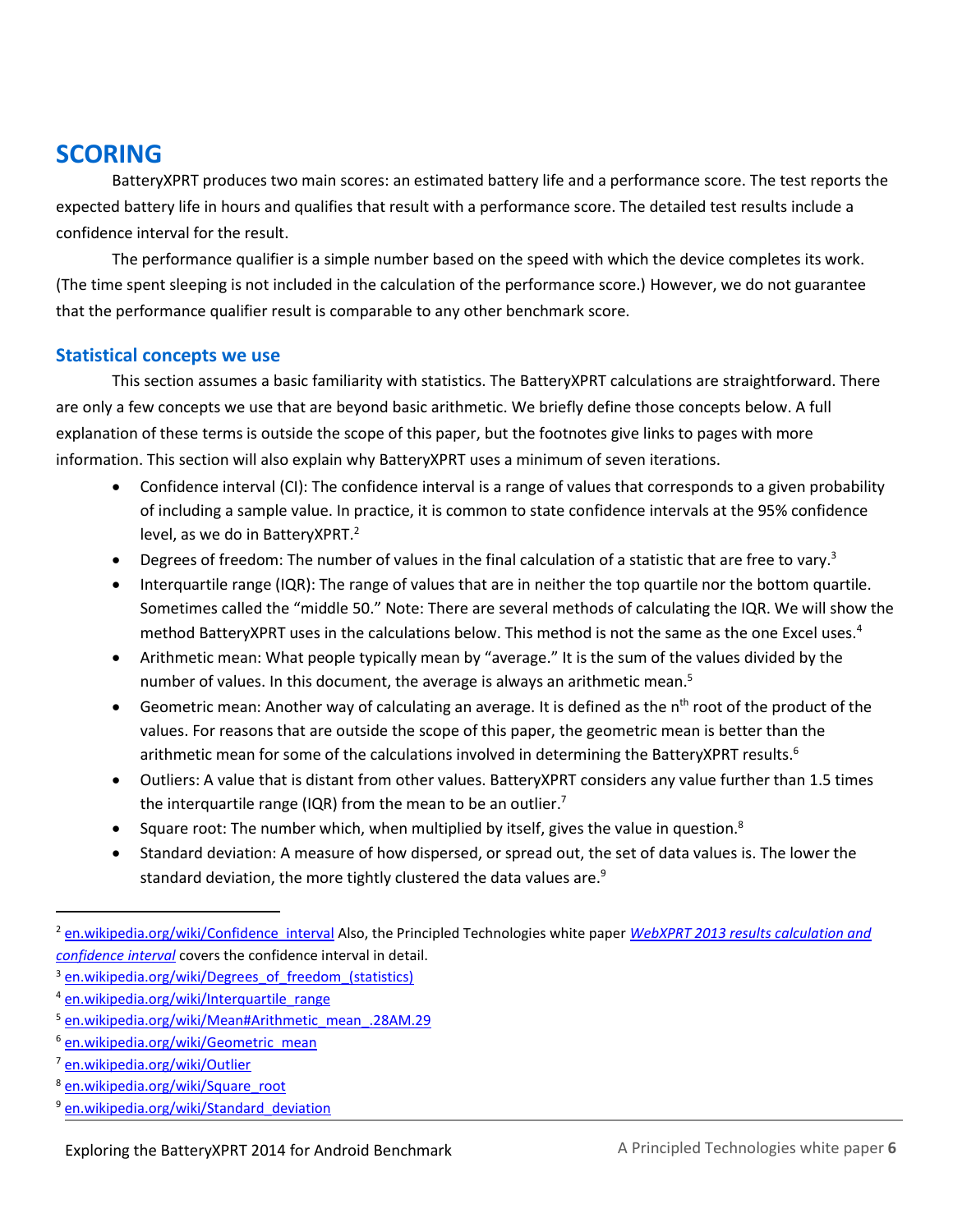# SCORING

BatteryXPRT produces two main scores: an estimated battery life and a performance score. The test reports the expected battery life in hours and qualifies that result with a performance score. The detailed test results include a confidence interval for the result.

The performance qualifier is a simple number based on the speed with which the device completes its work. (The time spent sleeping is not included in the calculation of the performance score.) However, we do not guarantee that the performance qualifier result is comparable to any other benchmark score.

## Statistical concepts we use

This section assumes a basic familiarity with statistics. The BatteryXPRT calculations are straightforward. There are only a few concepts we use that are beyond basic arithmetic. We briefly define those concepts below. A full explanation of these terms is outside the scope of this paper, but the footnotes give links to pages with more information. This section will also explain why BatteryXPRT uses a minimum of seven iterations.

- Confidence interval (CI): The confidence interval is a range of values that corresponds to a given probability of including a sample value. In practice, it is common to state confidence intervals at the 95% confidence level, as we do in BatteryXPRT.[2]
- Degrees of freedom: The number of values in the final calculation of a statistic that are free to vary.[3]
- Interquartile range (IQR): The range of values that are in neither the top quartile nor the bottom quartile. Sometimes called the "middle 50." Note: There are several methods of calculating the IQR. We will show the method BatteryXPRT uses in the calculations below. This method is not the same as the one Excel uses.[4]
- Arithmetic mean: What people typically mean by "average." It is the sum of the values divided by the number of values. In this document, the average is always an arithmetic mean.[5]
- Geometric mean: Another way of calculating an average. It is defined as the $n^{th}$ root of the product of the values. For reasons that are outside the scope of this paper, the geometric mean is better than the arithmetic mean for some of the calculations involved in determining the BatteryXPRT results.[6]
- Outliers: A value that is distant from other values. BatteryXPRT considers any value further than 1.5 times the interquartile range (IQR) from the mean to be an outlier.[7]
- Square root: The number which, when multiplied by itself, gives the value in question.[8]
- Standard deviation: A measure of how dispersed, or spread out, the set of data values is. The lower the standard deviation, the more tightly clustered the data values are.[9]

---

[2] en.wikipedia.org/wiki/Confidence_interval Also, the Principled Technologies white paper *WebXPRT 2013 results calculation and confidence interval* covers the confidence interval in detail.

[3] en.wikipedia.org/wiki/Degrees_of_freedom_(statistics)

[4] en.wikipedia.org/wiki/Interquartile_range

[5] en.wikipedia.org/wiki/Mean#Arithmetic_mean_.28AM.29

[6] en.wikipedia.org/wiki/Geometric_mean

[7] en.wikipedia.org/wiki/Outlier

[8] en.wikipedia.org/wiki/Square_root

[9] en.wikipedia.org/wiki/Standard_deviation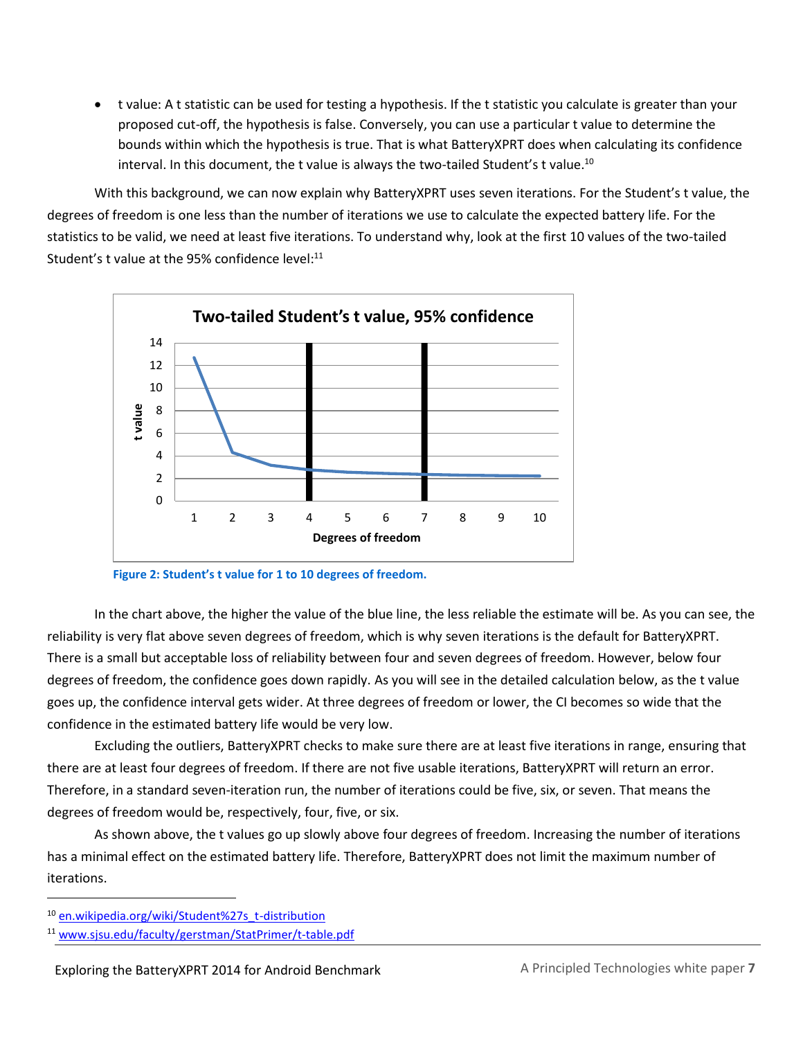- t value: A t statistic can be used for testing a hypothesis. If the t statistic you calculate is greater than your proposed cut-off, the hypothesis is false. Conversely, you can use a particular t value to determine the bounds within which the hypothesis is true. That is what BatteryXPRT does when calculating its confidence interval. In this document, the t value is always the two-tailed Student's t value.[10]

With this background, we can now explain why BatteryXPRT uses seven iterations. For the Student's t value, the degrees of freedom is one less than the number of iterations we use to calculate the expected battery life. For the statistics to be valid, we need at least five iterations. To understand why, look at the first 10 values of the two-tailed Student's t value at the 95% confidence level:[11]

Figure 2: Student's t value for 1 to 10 degrees of freedom.

In the chart above, the higher the value of the blue line, the less reliable the estimate will be. As you can see, the reliability is very flat above seven degrees of freedom, which is why seven iterations is the default for BatteryXPRT. There is a small but acceptable loss of reliability between four and seven degrees of freedom. However, below four degrees of freedom, the confidence goes down rapidly. As you will see in the detailed calculation below, as the t value goes up, the confidence interval gets wider. At three degrees of freedom or lower, the CI becomes so wide that the confidence in the estimated battery life would be very low.

Excluding the outliers, BatteryXPRT checks to make sure there are at least five iterations in range, ensuring that there are at least four degrees of freedom. If there are not five usable iterations, BatteryXPRT will return an error. Therefore, in a standard seven-iteration run, the number of iterations could be five, six, or seven. That means the degrees of freedom would be, respectively, four, five, or six.

As shown above, the t values go up slowly above four degrees of freedom. Increasing the number of iterations has a minimal effect on the estimated battery life. Therefore, BatteryXPRT does not limit the maximum number of iterations.

[10] en.wikipedia.org/wiki/Student%27s_t-distribution

[11] www.sjsu.edu/faculty/gerstman/StatPrimer/t-table.pdf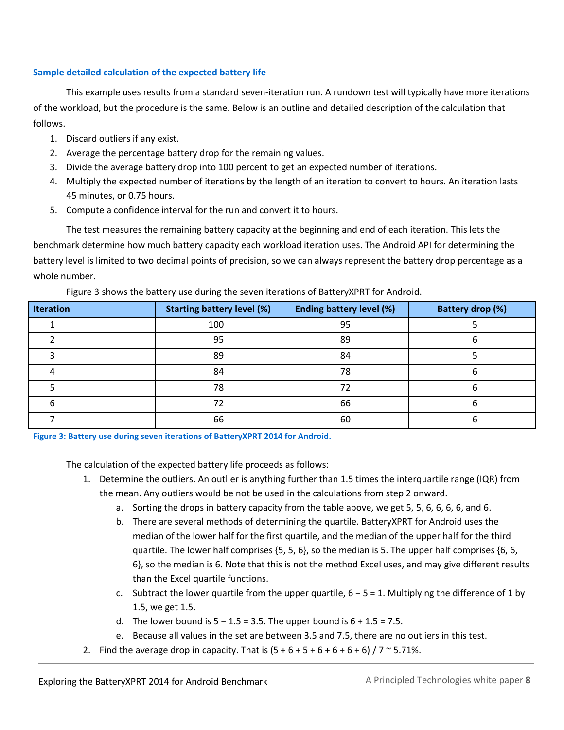### Sample detailed calculation of the expected battery life

This example uses results from a standard seven-iteration run. A rundown test will typically have more iterations of the workload, but the procedure is the same. Below is an outline and detailed description of the calculation that follows.

1. Discard outliers if any exist.
2. Average the percentage battery drop for the remaining values.
3. Divide the average battery drop into 100 percent to get an expected number of iterations.
4. Multiply the expected number of iterations by the length of an iteration to convert to hours. An iteration lasts 45 minutes, or 0.75 hours.
5. Compute a confidence interval for the run and convert it to hours.

The test measures the remaining battery capacity at the beginning and end of each iteration. This lets the benchmark determine how much battery capacity each workload iteration uses. The Android API for determining the battery level is limited to two decimal points of precision, so we can always represent the battery drop percentage as a whole number.

Figure 3 shows the battery use during the seven iterations of BatteryXPRT for Android.

| Iteration | Starting battery level (%) | Ending battery level (%) | Battery drop (%) |
|---|---|---|---|
| 1 | 100 | 95 | 5 |
| 2 | 95 | 89 | 6 |
| 3 | 89 | 84 | 5 |
| 4 | 84 | 78 | 6 |
| 5 | 78 | 72 | 6 |
| 6 | 72 | 66 | 6 |
| 7 | 66 | 60 | 6 |

**Figure 3: Battery use during seven iterations of BatteryXPRT 2014 for Android.**

The calculation of the expected battery life proceeds as follows:

1. Determine the outliers. An outlier is anything further than 1.5 times the interquartile range (IQR) from the mean. Any outliers would be not be used in the calculations from step 2 onward.
   a. Sorting the drops in battery capacity from the table above, we get 5, 5, 6, 6, 6, 6, and 6.
   b. There are several methods of determining the quartile. BatteryXPRT for Android uses the median of the lower half for the first quartile, and the median of the upper half for the third quartile. The lower half comprises {5, 5, 6}, so the median is 5. The upper half comprises {6, 6, 6}, so the median is 6. Note that this is not the method Excel uses, and may give different results than the Excel quartile functions.
   c. Subtract the lower quartile from the upper quartile, $6 - 5 = 1$. Multiplying the difference of 1 by 1.5, we get 1.5.
   d. The lower bound is $5 - 1.5 = 3.5$. The upper bound is $6 + 1.5 = 7.5$.
   e. Because all values in the set are between 3.5 and 7.5, there are no outliers in this test.
2. Find the average drop in capacity. That is $(5 + 6 + 5 + 6 + 6 + 6 + 6) / 7 \sim 5.71\%$.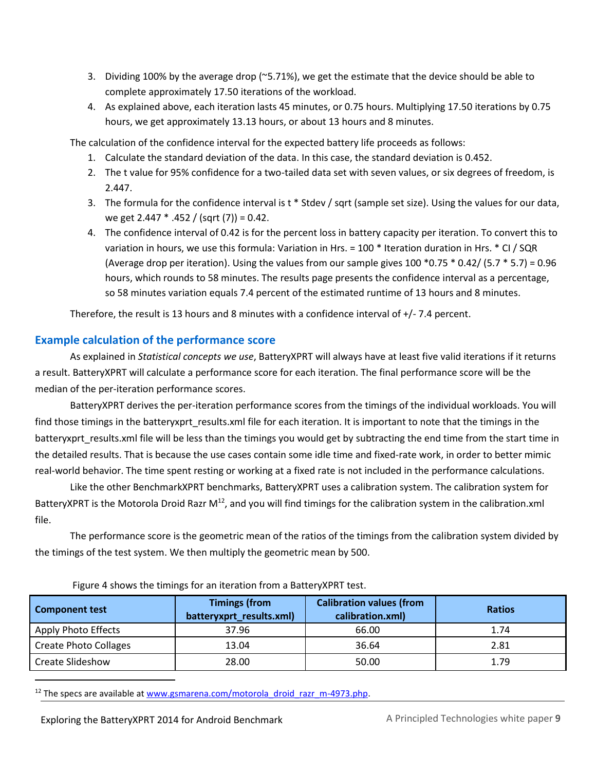3. Dividing 100% by the average drop (~5.71%), we get the estimate that the device should be able to complete approximately 17.50 iterations of the workload.
4. As explained above, each iteration lasts 45 minutes, or 0.75 hours. Multiplying 17.50 iterations by 0.75 hours, we get approximately 13.13 hours, or about 13 hours and 8 minutes.

The calculation of the confidence interval for the expected battery life proceeds as follows:

1. Calculate the standard deviation of the data. In this case, the standard deviation is 0.452.
2. The t value for 95% confidence for a two-tailed data set with seven values, or six degrees of freedom, is 2.447.
3. The formula for the confidence interval is t * Stdev / sqrt (sample set size). Using the values for our data, we get 2.447 * .452 / (sqrt (7)) = 0.42.
4. The confidence interval of 0.42 is for the percent loss in battery capacity per iteration. To convert this to variation in hours, we use this formula: Variation in Hrs. = 100 * Iteration duration in Hrs. * CI / SQR (Average drop per iteration). Using the values from our sample gives 100 *0.75 * 0.42/ (5.7 * 5.7) = 0.96 hours, which rounds to 58 minutes. The results page presents the confidence interval as a percentage, so 58 minutes variation equals 7.4 percent of the estimated runtime of 13 hours and 8 minutes.

Therefore, the result is 13 hours and 8 minutes with a confidence interval of +/- 7.4 percent.

## Example calculation of the performance score

As explained in *Statistical concepts we use*, BatteryXPRT will always have at least five valid iterations if it returns a result. BatteryXPRT will calculate a performance score for each iteration. The final performance score will be the median of the per-iteration performance scores.

BatteryXPRT derives the per-iteration performance scores from the timings of the individual workloads. You will find those timings in the batteryxprt_results.xml file for each iteration. It is important to note that the timings in the batteryxprt_results.xml file will be less than the timings you would get by subtracting the end time from the start time in the detailed results. That is because the use cases contain some idle time and fixed-rate work, in order to better mimic real-world behavior. The time spent resting or working at a fixed rate is not included in the performance calculations.

Like the other BenchmarkXPRT benchmarks, BatteryXPRT uses a calibration system. The calibration system for BatteryXPRT is the Motorola Droid Razr M[12], and you will find timings for the calibration system in the calibration.xml file.

The performance score is the geometric mean of the ratios of the timings from the calibration system divided by the timings of the test system. We then multiply the geometric mean by 500.

Figure 4 shows the timings for an iteration from a BatteryXPRT test.

| Component test | Timings (from batteryxprt_results.xml) | Calibration values (from calibration.xml) | Ratios |
|---|---|---|---|
| Apply Photo Effects | 37.96 | 66.00 | 1.74 |
| Create Photo Collages | 13.04 | 36.64 | 2.81 |
| Create Slideshow | 28.00 | 50.00 | 1.79 |

[12] The specs are available at www.gsmarena.com/motorola_droid_razr_m-4973.php.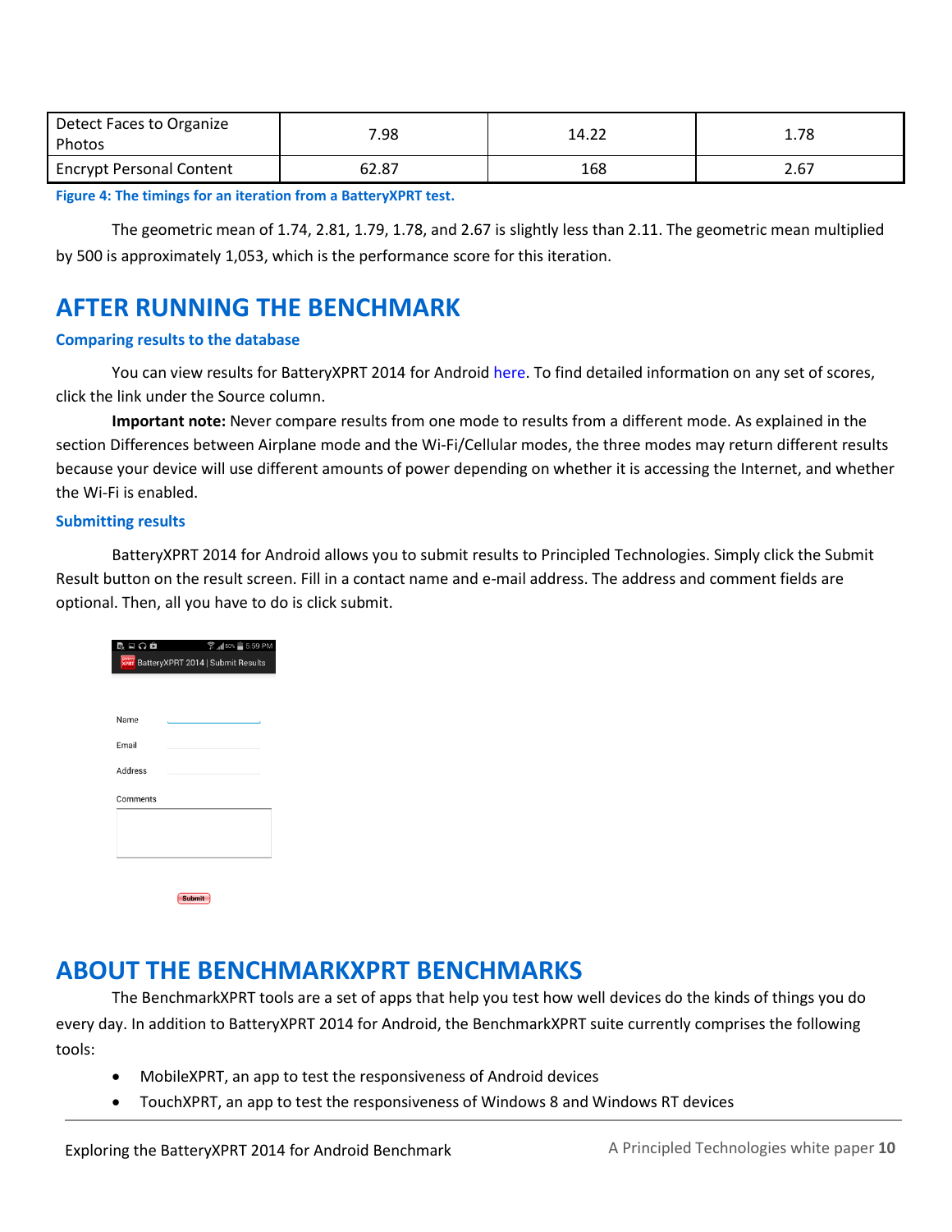| | | | |
|---|---|---|---|
| Detect Faces to Organize Photos | 7.98 | 14.22 | 1.78 |
| Encrypt Personal Content | 62.87 | 168 | 2.67 |

**Figure 4: The timings for an iteration from a BatteryXPRT test.**

The geometric mean of 1.74, 2.81, 1.79, 1.78, and 2.67 is slightly less than 2.11. The geometric mean multiplied by 500 is approximately 1,053, which is the performance score for this iteration.

# AFTER RUNNING THE BENCHMARK

### Comparing results to the database

You can view results for BatteryXPRT 2014 for Android here. To find detailed information on any set of scores, click the link under the Source column.

**Important note:** Never compare results from one mode to results from a different mode. As explained in the section Differences between Airplane mode and the Wi-Fi/Cellular modes, the three modes may return different results because your device will use different amounts of power depending on whether it is accessing the Internet, and whether the Wi-Fi is enabled.

### Submitting results

BatteryXPRT 2014 for Android allows you to submit results to Principled Technologies. Simply click the Submit Result button on the result screen. Fill in a contact name and e-mail address. The address and comment fields are optional. Then, all you have to do is click submit.

# ABOUT THE BENCHMARKXPRT BENCHMARKS

The BenchmarkXPRT tools are a set of apps that help you test how well devices do the kinds of things you do every day. In addition to BatteryXPRT 2014 for Android, the BenchmarkXPRT suite currently comprises the following tools:

- MobileXPRT, an app to test the responsiveness of Android devices
- TouchXPRT, an app to test the responsiveness of Windows 8 and Windows RT devices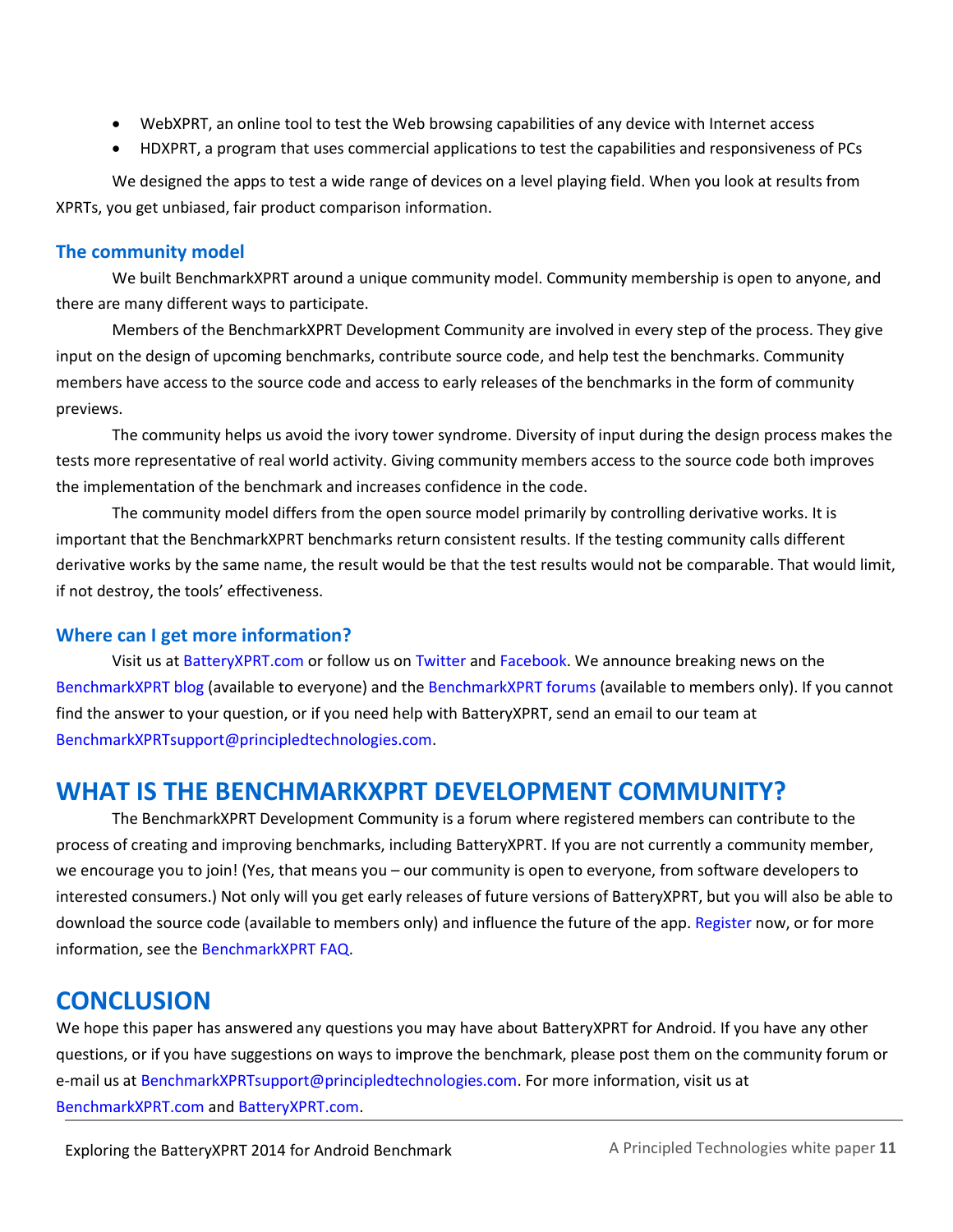- WebXPRT, an online tool to test the Web browsing capabilities of any device with Internet access
- HDXPRT, a program that uses commercial applications to test the capabilities and responsiveness of PCs

We designed the apps to test a wide range of devices on a level playing field. When you look at results from XPRTs, you get unbiased, fair product comparison information.

### The community model

We built BenchmarkXPRT around a unique community model. Community membership is open to anyone, and there are many different ways to participate.

Members of the BenchmarkXPRT Development Community are involved in every step of the process. They give input on the design of upcoming benchmarks, contribute source code, and help test the benchmarks. Community members have access to the source code and access to early releases of the benchmarks in the form of community previews.

The community helps us avoid the ivory tower syndrome. Diversity of input during the design process makes the tests more representative of real world activity. Giving community members access to the source code both improves the implementation of the benchmark and increases confidence in the code.

The community model differs from the open source model primarily by controlling derivative works. It is important that the BenchmarkXPRT benchmarks return consistent results. If the testing community calls different derivative works by the same name, the result would be that the test results would not be comparable. That would limit, if not destroy, the tools' effectiveness.

### Where can I get more information?

Visit us at BatteryXPRT.com or follow us on Twitter and Facebook. We announce breaking news on the BenchmarkXPRT blog (available to everyone) and the BenchmarkXPRT forums (available to members only). If you cannot find the answer to your question, or if you need help with BatteryXPRT, send an email to our team at BenchmarkXPRTsupport@principledtechnologies.com.

## WHAT IS THE BENCHMARKXPRT DEVELOPMENT COMMUNITY?

The BenchmarkXPRT Development Community is a forum where registered members can contribute to the process of creating and improving benchmarks, including BatteryXPRT. If you are not currently a community member, we encourage you to join! (Yes, that means you – our community is open to everyone, from software developers to interested consumers.) Not only will you get early releases of future versions of BatteryXPRT, but you will also be able to download the source code (available to members only) and influence the future of the app. Register now, or for more information, see the BenchmarkXPRT FAQ.

## CONCLUSION

We hope this paper has answered any questions you may have about BatteryXPRT for Android. If you have any other questions, or if you have suggestions on ways to improve the benchmark, please post them on the community forum or e-mail us at BenchmarkXPRTsupport@principledtechnologies.com. For more information, visit us at BenchmarkXPRT.com and BatteryXPRT.com.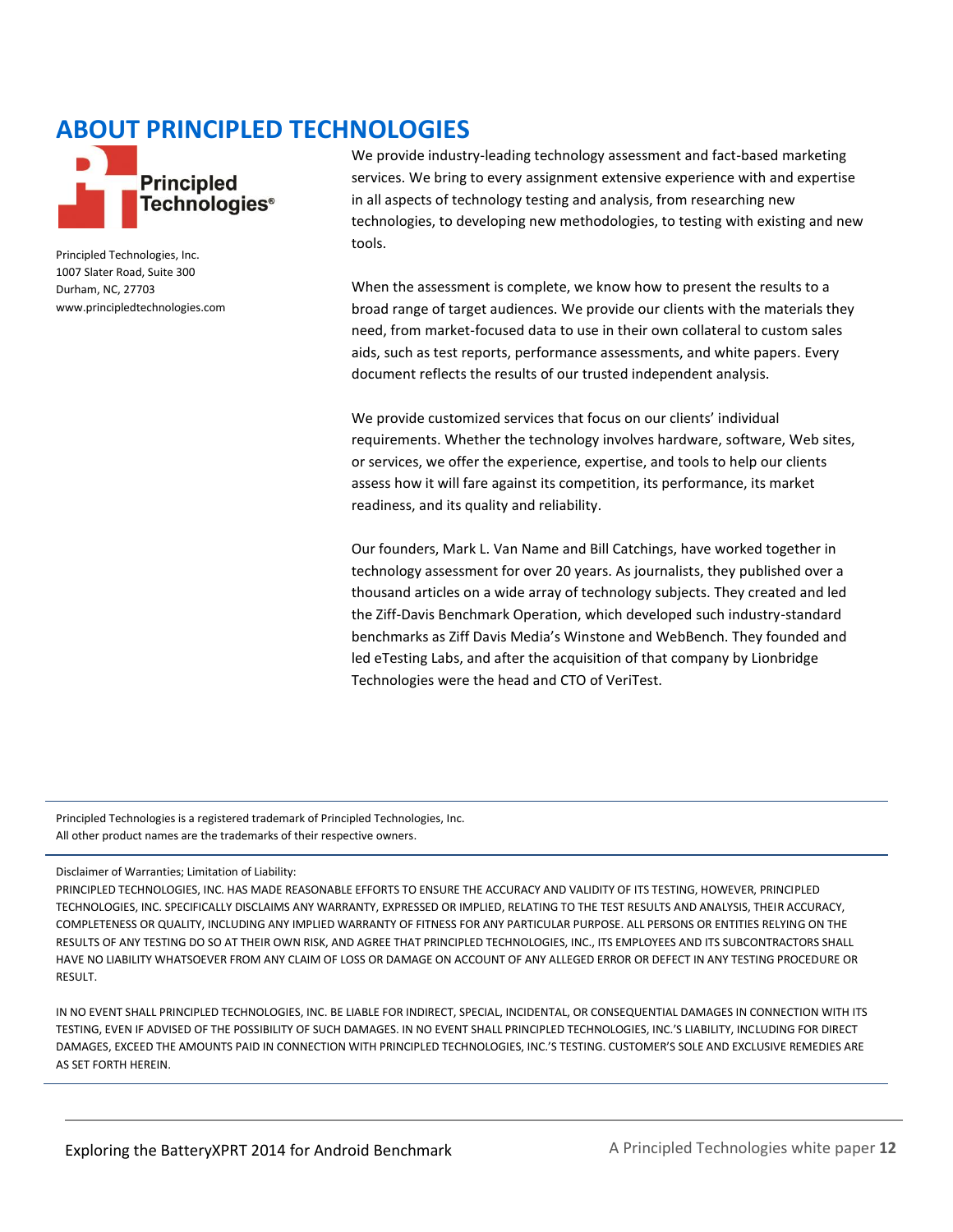# ABOUT PRINCIPLED TECHNOLOGIES

Principled Technologies, Inc.
1007 Slater Road, Suite 300
Durham, NC, 27703
www.principledtechnologies.com

We provide industry-leading technology assessment and fact-based marketing services. We bring to every assignment extensive experience with and expertise in all aspects of technology testing and analysis, from researching new technologies, to developing new methodologies, to testing with existing and new tools.

When the assessment is complete, we know how to present the results to a broad range of target audiences. We provide our clients with the materials they need, from market-focused data to use in their own collateral to custom sales aids, such as test reports, performance assessments, and white papers. Every document reflects the results of our trusted independent analysis.

We provide customized services that focus on our clients' individual requirements. Whether the technology involves hardware, software, Web sites, or services, we offer the experience, expertise, and tools to help our clients assess how it will fare against its competition, its performance, its market readiness, and its quality and reliability.

Our founders, Mark L. Van Name and Bill Catchings, have worked together in technology assessment for over 20 years. As journalists, they published over a thousand articles on a wide array of technology subjects. They created and led the Ziff-Davis Benchmark Operation, which developed such industry-standard benchmarks as Ziff Davis Media's Winstone and WebBench. They founded and led eTesting Labs, and after the acquisition of that company by Lionbridge Technologies were the head and CTO of VeriTest.

---

Principled Technologies is a registered trademark of Principled Technologies, Inc.
All other product names are the trademarks of their respective owners.

---

Disclaimer of Warranties; Limitation of Liability:
PRINCIPLED TECHNOLOGIES, INC. HAS MADE REASONABLE EFFORTS TO ENSURE THE ACCURACY AND VALIDITY OF ITS TESTING, HOWEVER, PRINCIPLED TECHNOLOGIES, INC. SPECIFICALLY DISCLAIMS ANY WARRANTY, EXPRESSED OR IMPLIED, RELATING TO THE TEST RESULTS AND ANALYSIS, THEIR ACCURACY, COMPLETENESS OR QUALITY, INCLUDING ANY IMPLIED WARRANTY OF FITNESS FOR ANY PARTICULAR PURPOSE. ALL PERSONS OR ENTITIES RELYING ON THE RESULTS OF ANY TESTING DO SO AT THEIR OWN RISK, AND AGREE THAT PRINCIPLED TECHNOLOGIES, INC., ITS EMPLOYEES AND ITS SUBCONTRACTORS SHALL HAVE NO LIABILITY WHATSOEVER FROM ANY CLAIM OF LOSS OR DAMAGE ON ACCOUNT OF ANY ALLEGED ERROR OR DEFECT IN ANY TESTING PROCEDURE OR RESULT.

IN NO EVENT SHALL PRINCIPLED TECHNOLOGIES, INC. BE LIABLE FOR INDIRECT, SPECIAL, INCIDENTAL, OR CONSEQUENTIAL DAMAGES IN CONNECTION WITH ITS TESTING, EVEN IF ADVISED OF THE POSSIBILITY OF SUCH DAMAGES. IN NO EVENT SHALL PRINCIPLED TECHNOLOGIES, INC.'S LIABILITY, INCLUDING FOR DIRECT DAMAGES, EXCEED THE AMOUNTS PAID IN CONNECTION WITH PRINCIPLED TECHNOLOGIES, INC.'S TESTING. CUSTOMER'S SOLE AND EXCLUSIVE REMEDIES ARE AS SET FORTH HEREIN.